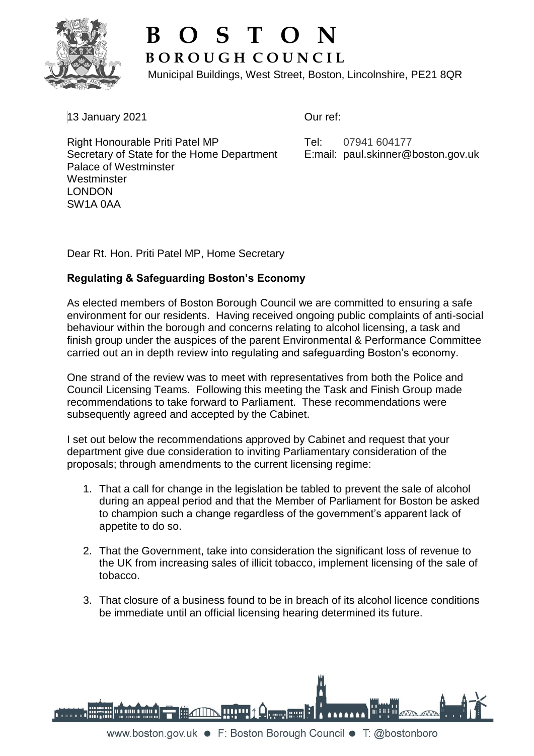# BOSTON
## BOROUGH COUNCIL

Municipal Buildings, West Street, Boston, Lincolnshire, PE21 8QR

13 January 2021

Our ref:

Right Honourable Priti Patel MP
Secretary of State for the Home Department
Palace of Westminster
Westminster
LONDON
SW1A 0AA

Tel: 07941 604177
E:mail: paul.skinner@boston.gov.uk

Dear Rt. Hon. Priti Patel MP, Home Secretary

**Regulating & Safeguarding Boston's Economy**

As elected members of Boston Borough Council we are committed to ensuring a safe environment for our residents. Having received ongoing public complaints of anti-social behaviour within the borough and concerns relating to alcohol licensing, a task and finish group under the auspices of the parent Environmental & Performance Committee carried out an in depth review into regulating and safeguarding Boston's economy.

One strand of the review was to meet with representatives from both the Police and Council Licensing Teams. Following this meeting the Task and Finish Group made recommendations to take forward to Parliament. These recommendations were subsequently agreed and accepted by the Cabinet.

I set out below the recommendations approved by Cabinet and request that your department give due consideration to inviting Parliamentary consideration of the proposals; through amendments to the current licensing regime:

1. That a call for change in the legislation be tabled to prevent the sale of alcohol during an appeal period and that the Member of Parliament for Boston be asked to champion such a change regardless of the government's apparent lack of appetite to do so.

2. That the Government, take into consideration the significant loss of revenue to the UK from increasing sales of illicit tobacco, implement licensing of the sale of tobacco.

3. That closure of a business found to be in breach of its alcohol licence conditions be immediate until an official licensing hearing determined its future.

www.boston.gov.uk • F: Boston Borough Council • T: @bostonboro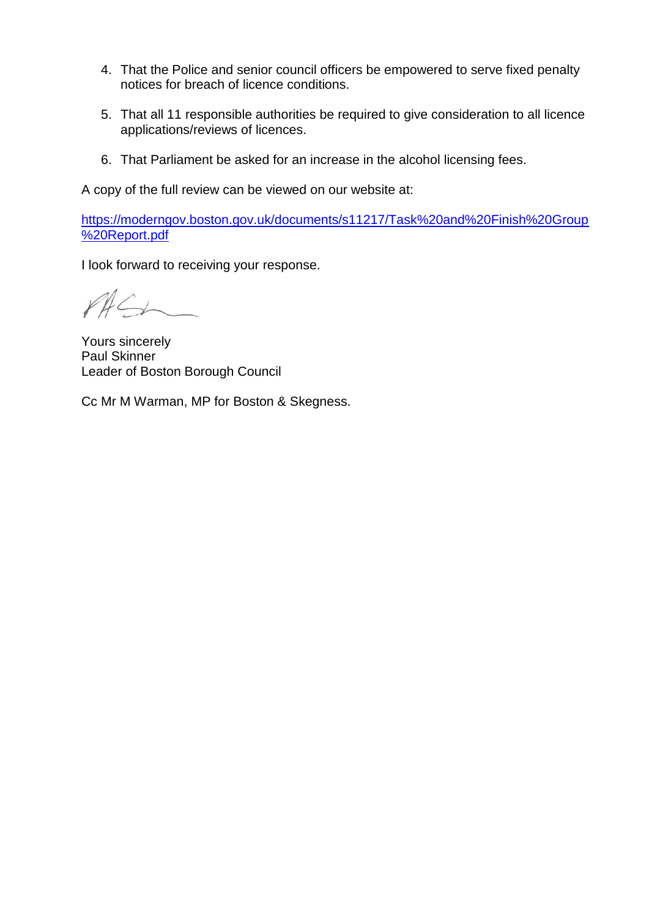4. That the Police and senior council officers be empowered to serve fixed penalty notices for breach of licence conditions.

5. That all 11 responsible authorities be required to give consideration to all licence applications/reviews of licences.

6. That Parliament be asked for an increase in the alcohol licensing fees.

A copy of the full review can be viewed on our website at:

https://moderngov.boston.gov.uk/documents/s11217/Task%20and%20Finish%20Group%20Report.pdf

I look forward to receiving your response.

Yours sincerely
Paul Skinner
Leader of Boston Borough Council

Cc Mr M Warman, MP for Boston & Skegness.